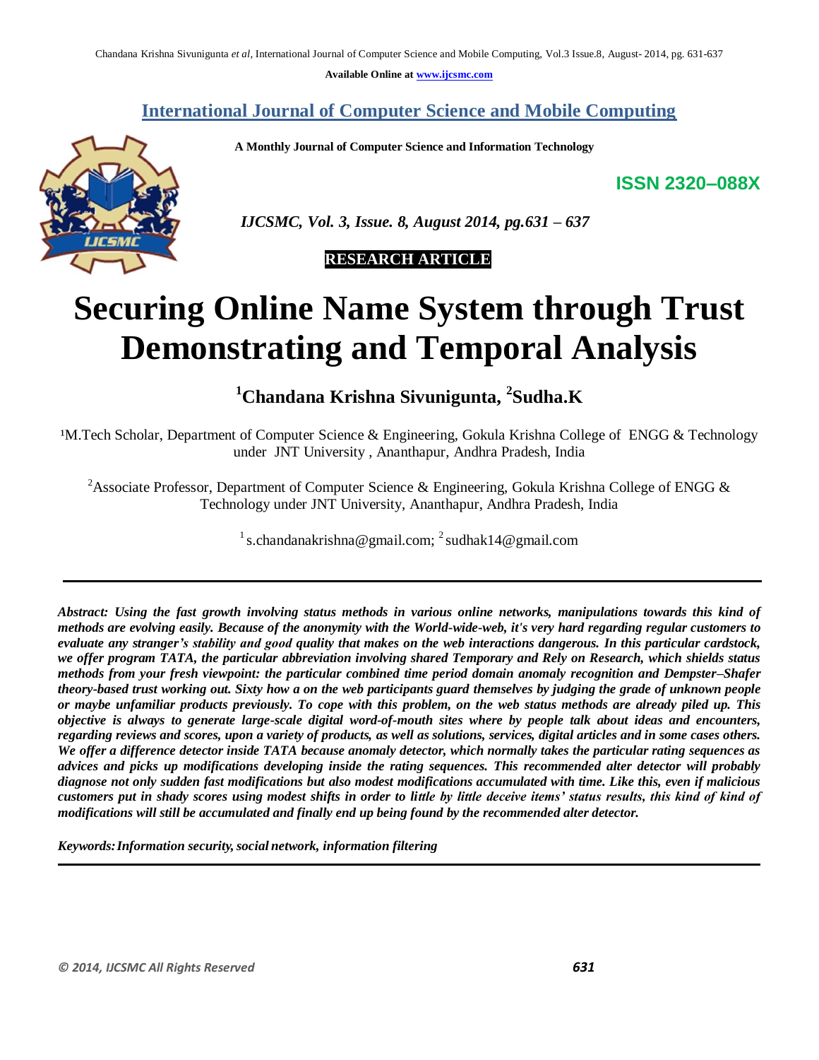Available Online at www.ijcsmc.com

## International Journal of Computer Science and Mobile Computing

**A Monthly Journal of Computer Science and Information Technology**

**ISSN 2320–088X**

*IJCSMC, Vol. 3, Issue. 8, August 2014, pg.631 – 637*

**RESEARCH ARTICLE**

# Securing Online Name System through Trust Demonstrating and Temporal Analysis

**[1]Chandana Krishna Sivunigunta, [2]Sudha.K**

[1]M.Tech Scholar, Department of Computer Science & Engineering, Gokula Krishna College of ENGG & Technology under JNT University , Ananthapur, Andhra Pradesh, India

[2]Associate Professor, Department of Computer Science & Engineering, Gokula Krishna College of ENGG & Technology under JNT University, Ananthapur, Andhra Pradesh, India

[1] s.chandanakrishna@gmail.com; [2] sudhak14@gmail.com

---

***Abstract:** Using the fast growth involving status methods in various online networks, manipulations towards this kind of methods are evolving easily. Because of the anonymity with the World-wide-web, it's very hard regarding regular customers to evaluate any stranger's stability and good quality that makes on the web interactions dangerous. In this particular cardstock, we offer program TATA, the particular abbreviation involving shared Temporary and Rely on Research, which shields status methods from your fresh viewpoint: the particular combined time period domain anomaly recognition and Dempster–Shafer theory-based trust working out. Sixty how a on the web participants guard themselves by judging the grade of unknown people or maybe unfamiliar products previously. To cope with this problem, on the web status methods are already piled up. This objective is always to generate large-scale digital word-of-mouth sites where by people talk about ideas and encounters, regarding reviews and scores, upon a variety of products, as well as solutions, services, digital articles and in some cases others. We offer a difference detector inside TATA because anomaly detector, which normally takes the particular rating sequences as advices and picks up modifications developing inside the rating sequences. This recommended alter detector will probably diagnose not only sudden fast modifications but also modest modifications accumulated with time. Like this, even if malicious customers put in shady scores using modest shifts in order to little by little deceive items' status results, this kind of kind of modifications will still be accumulated and finally end up being found by the recommended alter detector.*

***Keywords:** Information security, social network, information filtering*

---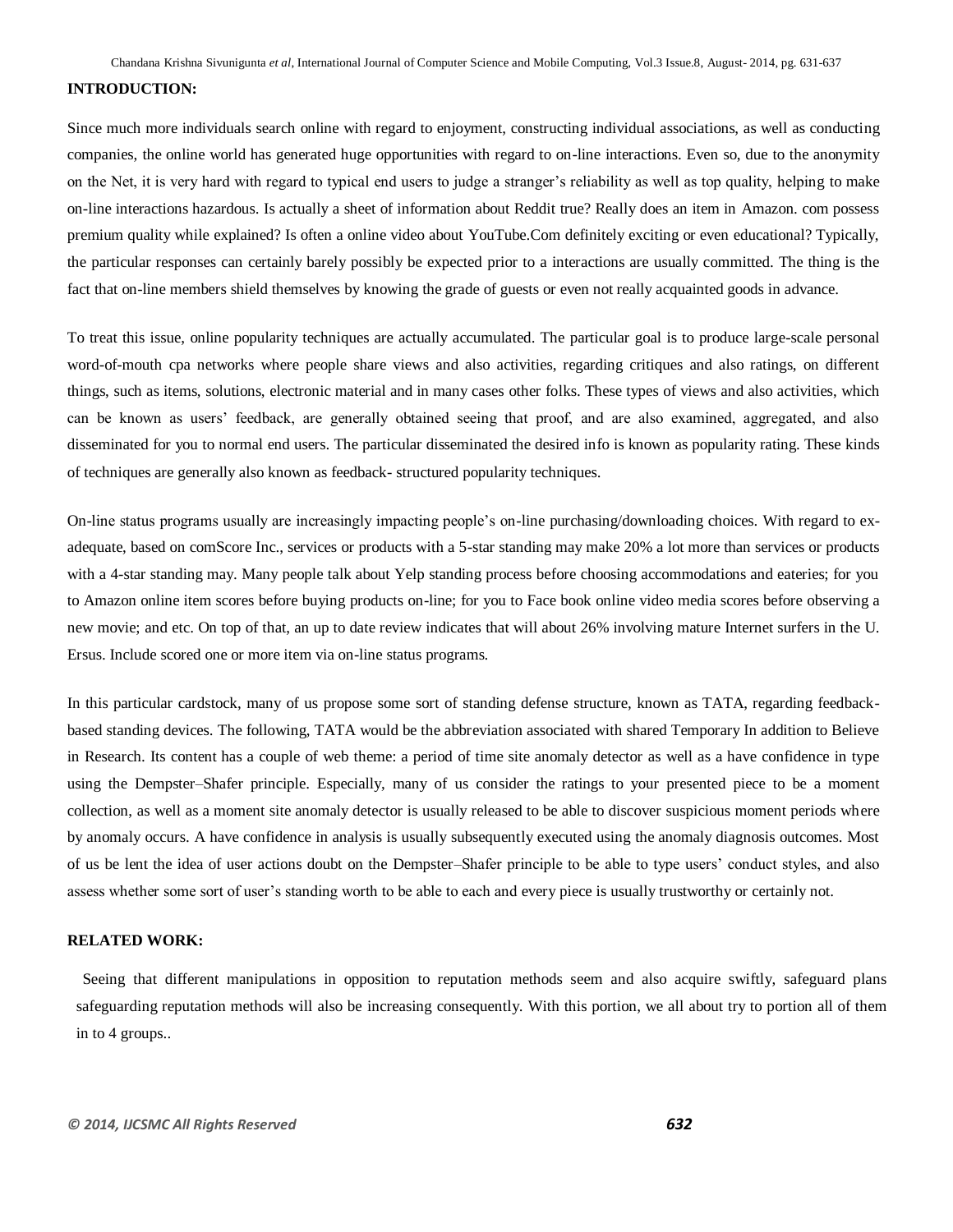**INTRODUCTION:**

Since much more individuals search online with regard to enjoyment, constructing individual associations, as well as conducting companies, the online world has generated huge opportunities with regard to on-line interactions. Even so, due to the anonymity on the Net, it is very hard with regard to typical end users to judge a stranger's reliability as well as top quality, helping to make on-line interactions hazardous. Is actually a sheet of information about Reddit true? Really does an item in Amazon. com possess premium quality while explained? Is often a online video about YouTube.Com definitely exciting or even educational? Typically, the particular responses can certainly barely possibly be expected prior to a interactions are usually committed. The thing is the fact that on-line members shield themselves by knowing the grade of guests or even not really acquainted goods in advance.

To treat this issue, online popularity techniques are actually accumulated. The particular goal is to produce large-scale personal word-of-mouth cpa networks where people share views and also activities, regarding critiques and also ratings, on different things, such as items, solutions, electronic material and in many cases other folks. These types of views and also activities, which can be known as users' feedback, are generally obtained seeing that proof, and are also examined, aggregated, and also disseminated for you to normal end users. The particular disseminated the desired info is known as popularity rating. These kinds of techniques are generally also known as feedback- structured popularity techniques.

On-line status programs usually are increasingly impacting people's on-line purchasing/downloading choices. With regard to ex-adequate, based on comScore Inc., services or products with a 5-star standing may make 20% a lot more than services or products with a 4-star standing may. Many people talk about Yelp standing process before choosing accommodations and eateries; for you to Amazon online item scores before buying products on-line; for you to Face book online video media scores before observing a new movie; and etc. On top of that, an up to date review indicates that will about 26% involving mature Internet surfers in the U. Ersus. Include scored one or more item via on-line status programs.

In this particular cardstock, many of us propose some sort of standing defense structure, known as TATA, regarding feedback-based standing devices. The following, TATA would be the abbreviation associated with shared Temporary In addition to Believe in Research. Its content has a couple of web theme: a period of time site anomaly detector as well as a have confidence in type using the Dempster–Shafer principle. Especially, many of us consider the ratings to your presented piece to be a moment collection, as well as a moment site anomaly detector is usually released to be able to discover suspicious moment periods where by anomaly occurs. A have confidence in analysis is usually subsequently executed using the anomaly diagnosis outcomes. Most of us be lent the idea of user actions doubt on the Dempster–Shafer principle to be able to type users' conduct styles, and also assess whether some sort of user's standing worth to be able to each and every piece is usually trustworthy or certainly not.

**RELATED WORK:**

Seeing that different manipulations in opposition to reputation methods seem and also acquire swiftly, safeguard plans safeguarding reputation methods will also be increasing consequently. With this portion, we all about try to portion all of them in to 4 groups..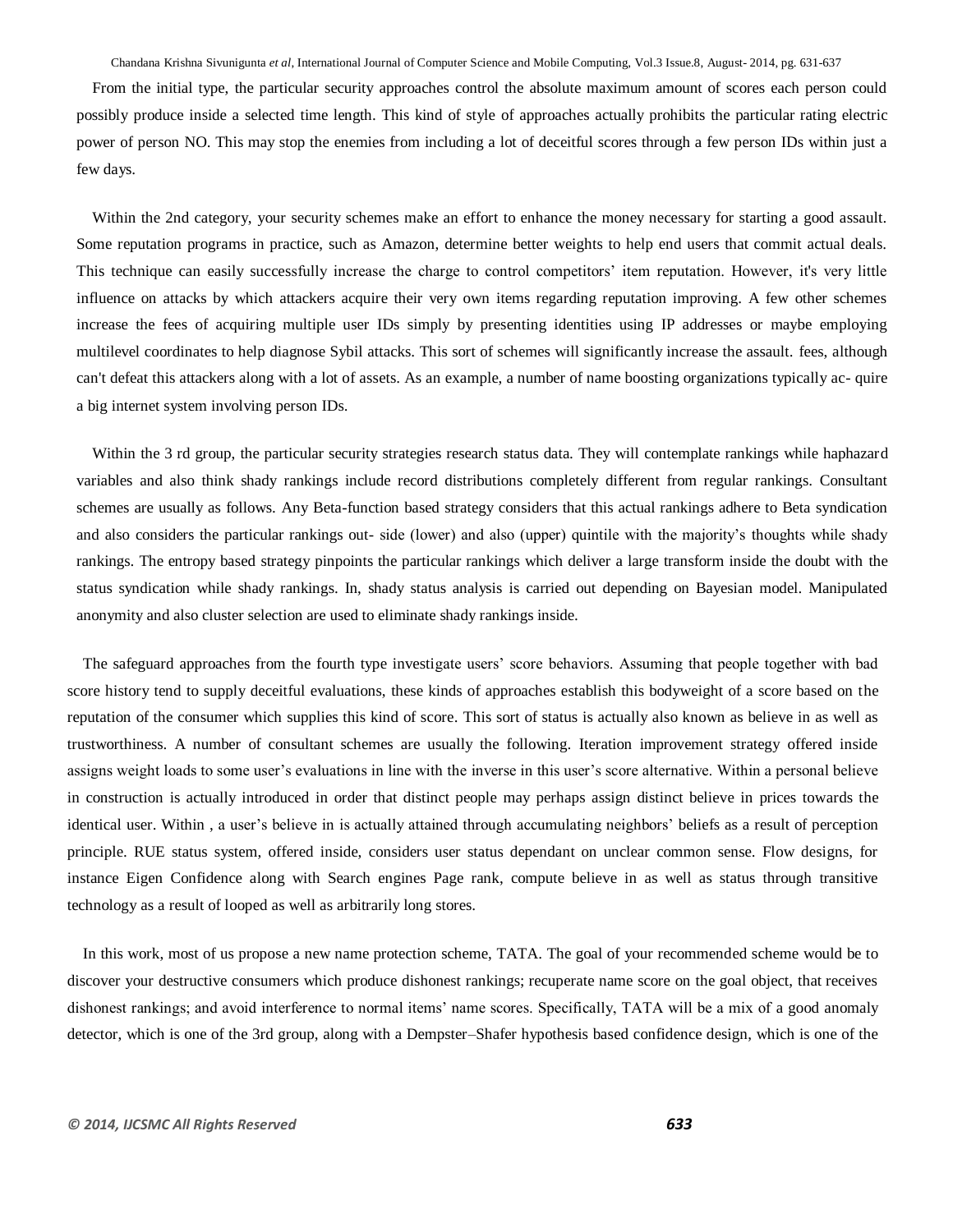From the initial type, the particular security approaches control the absolute maximum amount of scores each person could possibly produce inside a selected time length. This kind of style of approaches actually prohibits the particular rating electric power of person NO. This may stop the enemies from including a lot of deceitful scores through a few person IDs within just a few days.

Within the 2nd category, your security schemes make an effort to enhance the money necessary for starting a good assault. Some reputation programs in practice, such as Amazon, determine better weights to help end users that commit actual deals. This technique can easily successfully increase the charge to control competitors' item reputation. However, it's very little influence on attacks by which attackers acquire their very own items regarding reputation improving. A few other schemes increase the fees of acquiring multiple user IDs simply by presenting identities using IP addresses or maybe employing multilevel coordinates to help diagnose Sybil attacks. This sort of schemes will significantly increase the assault. fees, although can't defeat this attackers along with a lot of assets. As an example, a number of name boosting organizations typically ac- quire a big internet system involving person IDs.

Within the 3 rd group, the particular security strategies research status data. They will contemplate rankings while haphazard variables and also think shady rankings include record distributions completely different from regular rankings. Consultant schemes are usually as follows. Any Beta-function based strategy considers that this actual rankings adhere to Beta syndication and also considers the particular rankings out- side (lower) and also (upper) quintile with the majority's thoughts while shady rankings. The entropy based strategy pinpoints the particular rankings which deliver a large transform inside the doubt with the status syndication while shady rankings. In, shady status analysis is carried out depending on Bayesian model. Manipulated anonymity and also cluster selection are used to eliminate shady rankings inside.

The safeguard approaches from the fourth type investigate users' score behaviors. Assuming that people together with bad score history tend to supply deceitful evaluations, these kinds of approaches establish this bodyweight of a score based on the reputation of the consumer which supplies this kind of score. This sort of status is actually also known as believe in as well as trustworthiness. A number of consultant schemes are usually the following. Iteration improvement strategy offered inside assigns weight loads to some user's evaluations in line with the inverse in this user's score alternative. Within a personal believe in construction is actually introduced in order that distinct people may perhaps assign distinct believe in prices towards the identical user. Within , a user's believe in is actually attained through accumulating neighbors' beliefs as a result of perception principle. RUE status system, offered inside, considers user status dependant on unclear common sense. Flow designs, for instance Eigen Confidence along with Search engines Page rank, compute believe in as well as status through transitive technology as a result of looped as well as arbitrarily long stores.

In this work, most of us propose a new name protection scheme, TATA. The goal of your recommended scheme would be to discover your destructive consumers which produce dishonest rankings; recuperate name score on the goal object, that receives dishonest rankings; and avoid interference to normal items' name scores. Specifically, TATA will be a mix of a good anomaly detector, which is one of the 3rd group, along with a Dempster–Shafer hypothesis based confidence design, which is one of the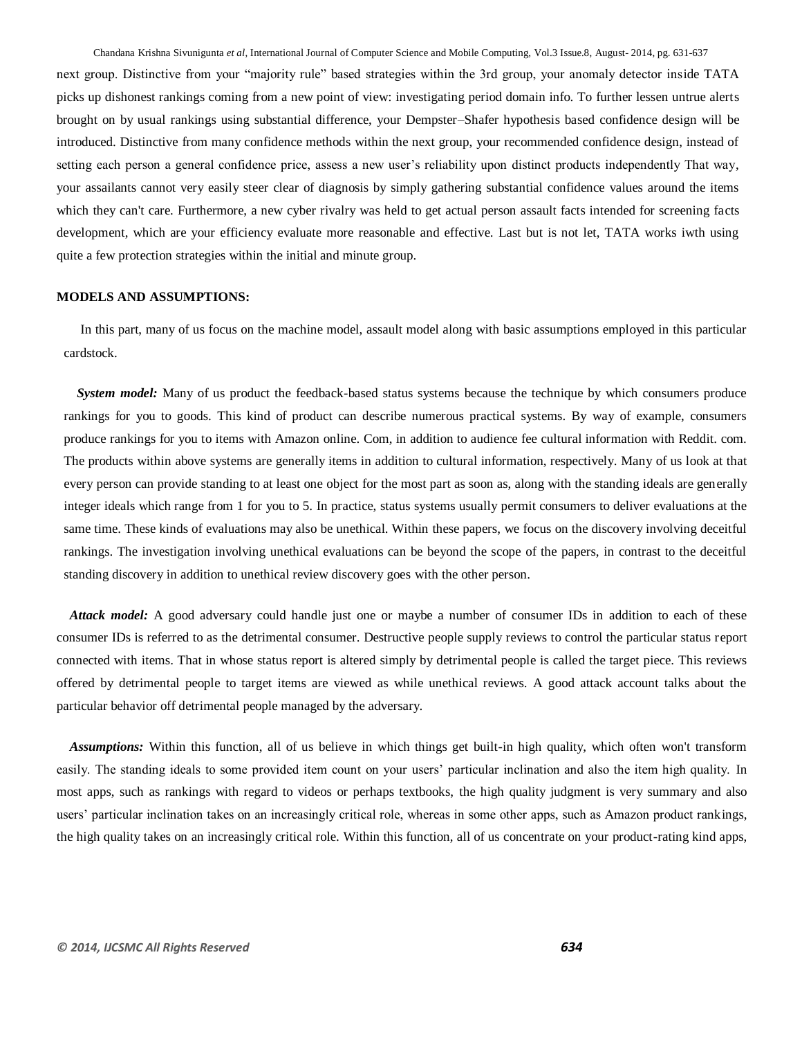next group. Distinctive from your "majority rule" based strategies within the 3rd group, your anomaly detector inside TATA picks up dishonest rankings coming from a new point of view: investigating period domain info. To further lessen untrue alerts brought on by usual rankings using substantial difference, your Dempster–Shafer hypothesis based confidence design will be introduced. Distinctive from many confidence methods within the next group, your recommended confidence design, instead of setting each person a general confidence price, assess a new user's reliability upon distinct products independently That way, your assailants cannot very easily steer clear of diagnosis by simply gathering substantial confidence values around the items which they can't care. Furthermore, a new cyber rivalry was held to get actual person assault facts intended for screening facts development, which are your efficiency evaluate more reasonable and effective. Last but is not let, TATA works iwth using quite a few protection strategies within the initial and minute group.

**MODELS AND ASSUMPTIONS:**

In this part, many of us focus on the machine model, assault model along with basic assumptions employed in this particular cardstock.

***System model:*** Many of us product the feedback-based status systems because the technique by which consumers produce rankings for you to goods. This kind of product can describe numerous practical systems. By way of example, consumers produce rankings for you to items with Amazon online. Com, in addition to audience fee cultural information with Reddit. com. The products within above systems are generally items in addition to cultural information, respectively. Many of us look at that every person can provide standing to at least one object for the most part as soon as, along with the standing ideals are generally integer ideals which range from 1 for you to 5. In practice, status systems usually permit consumers to deliver evaluations at the same time. These kinds of evaluations may also be unethical. Within these papers, we focus on the discovery involving deceitful rankings. The investigation involving unethical evaluations can be beyond the scope of the papers, in contrast to the deceitful standing discovery in addition to unethical review discovery goes with the other person.

***Attack model:*** A good adversary could handle just one or maybe a number of consumer IDs in addition to each of these consumer IDs is referred to as the detrimental consumer. Destructive people supply reviews to control the particular status report connected with items. That in whose status report is altered simply by detrimental people is called the target piece. This reviews offered by detrimental people to target items are viewed as while unethical reviews. A good attack account talks about the particular behavior off detrimental people managed by the adversary.

***Assumptions:*** Within this function, all of us believe in which things get built-in high quality, which often won't transform easily. The standing ideals to some provided item count on your users' particular inclination and also the item high quality. In most apps, such as rankings with regard to videos or perhaps textbooks, the high quality judgment is very summary and also users' particular inclination takes on an increasingly critical role, whereas in some other apps, such as Amazon product rankings, the high quality takes on an increasingly critical role. Within this function, all of us concentrate on your product-rating kind apps,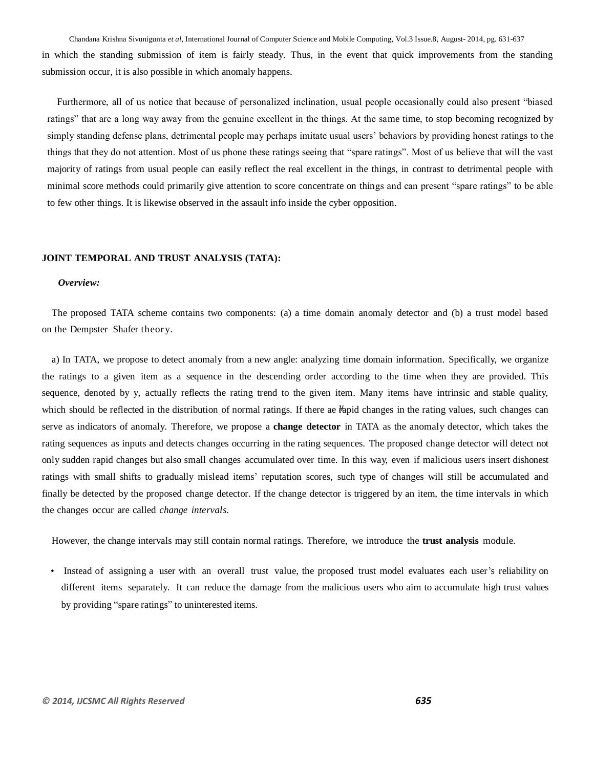in which the standing submission of item is fairly steady. Thus, in the event that quick improvements from the standing submission occur, it is also possible in which anomaly happens.

Furthermore, all of us notice that because of personalized inclination, usual people occasionally could also present "biased ratings" that are a long way away from the genuine excellent in the things. At the same time, to stop becoming recognized by simply standing defense plans, detrimental people may perhaps imitate usual users' behaviors by providing honest ratings to the things that they do not attention. Most of us phone these ratings seeing that "spare ratings". Most of us believe that will the vast majority of ratings from usual people can easily reflect the real excellent in the things, in contrast to detrimental people with minimal score methods could primarily give attention to score concentrate on things and can present "spare ratings" to be able to few other things. It is likewise observed in the assault info inside the cyber opposition.

## JOINT TEMPORAL AND TRUST ANALYSIS (TATA):

### *Overview:*

The proposed TATA scheme contains two components: (a) a time domain anomaly detector and (b) a trust model based on the Dempster–Shafer theory.

a) In TATA, we propose to detect anomaly from a new angle: analyzing time domain information. Specifically, we organize the ratings to a given item as a sequence in the descending order according to the time when they are provided. This sequence, denoted by y, actually reflects the rating trend to the given item. Many items have intrinsic and stable quality, which should be reflected in the distribution of normal ratings. If there ae rapid changes in the rating values, such changes can serve as indicators of anomaly. Therefore, we propose a **change detector** in TATA as the anomaly detector, which takes the rating sequences as inputs and detects changes occurring in the rating sequences. The proposed change detector will detect not only sudden rapid changes but also small changes accumulated over time. In this way, even if malicious users insert dishonest ratings with small shifts to gradually mislead items' reputation scores, such type of changes will still be accumulated and finally be detected by the proposed change detector. If the change detector is triggered by an item, the time intervals in which the changes occur are called *change intervals*.

However, the change intervals may still contain normal ratings. Therefore, we introduce the **trust analysis** module.

- Instead of assigning a user with an overall trust value, the proposed trust model evaluates each user's reliability on different items separately. It can reduce the damage from the malicious users who aim to accumulate high trust values by providing "spare ratings" to uninterested items.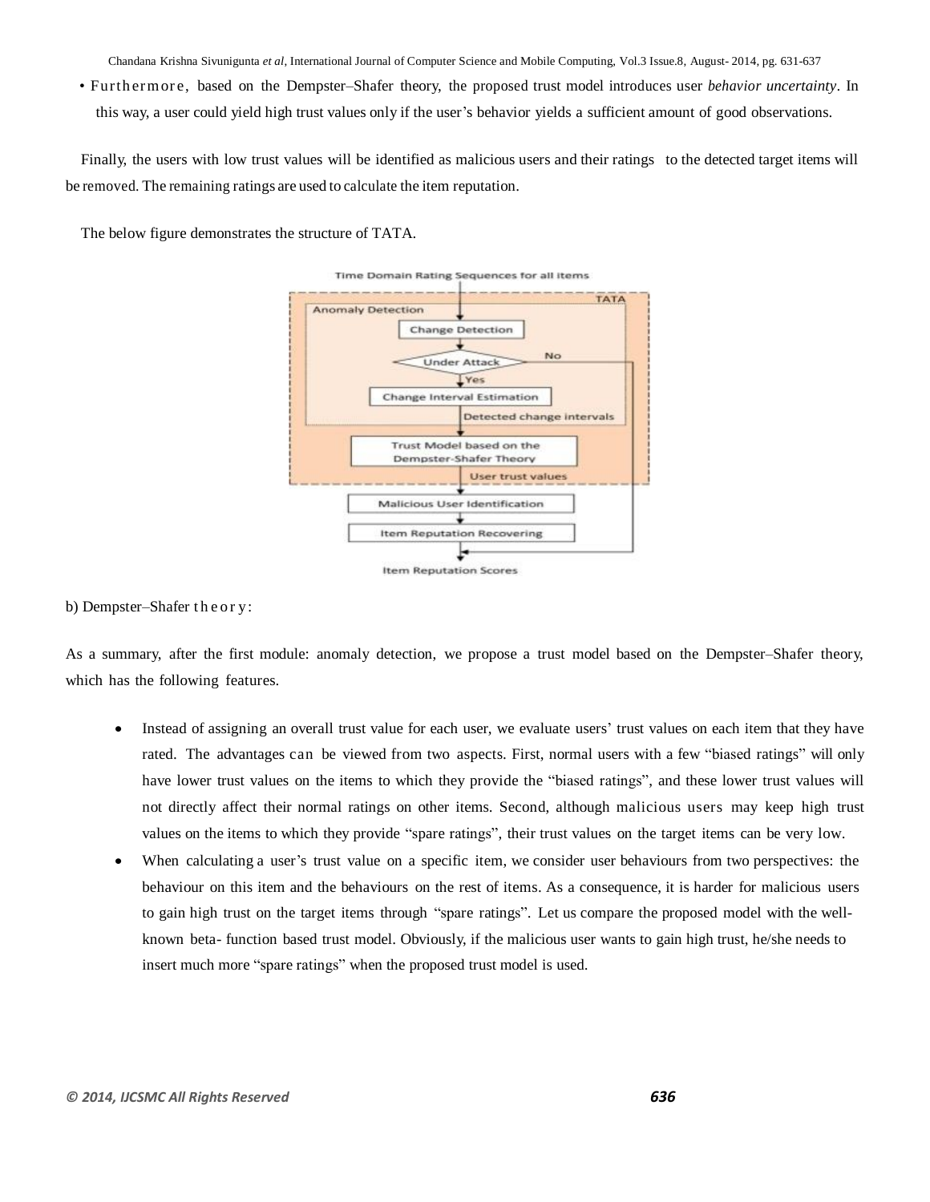• Furthermore, based on the Dempster–Shafer theory, the proposed trust model introduces user *behavior uncertainty*. In this way, a user could yield high trust values only if the user's behavior yields a sufficient amount of good observations.

Finally, the users with low trust values will be identified as malicious users and their ratings to the detected target items will be removed. The remaining ratings are used to calculate the item reputation.

The below figure demonstrates the structure of TATA.

b) Dempster–Shafer theory:

As a summary, after the first module: anomaly detection, we propose a trust model based on the Dempster–Shafer theory, which has the following features.

- Instead of assigning an overall trust value for each user, we evaluate users' trust values on each item that they have rated. The advantages can be viewed from two aspects. First, normal users with a few "biased ratings" will only have lower trust values on the items to which they provide the "biased ratings", and these lower trust values will not directly affect their normal ratings on other items. Second, although malicious users may keep high trust values on the items to which they provide "spare ratings", their trust values on the target items can be very low.
- When calculating a user's trust value on a specific item, we consider user behaviours from two perspectives: the behaviour on this item and the behaviours on the rest of items. As a consequence, it is harder for malicious users to gain high trust on the target items through "spare ratings". Let us compare the proposed model with the well-known beta- function based trust model. Obviously, if the malicious user wants to gain high trust, he/she needs to insert much more "spare ratings" when the proposed trust model is used.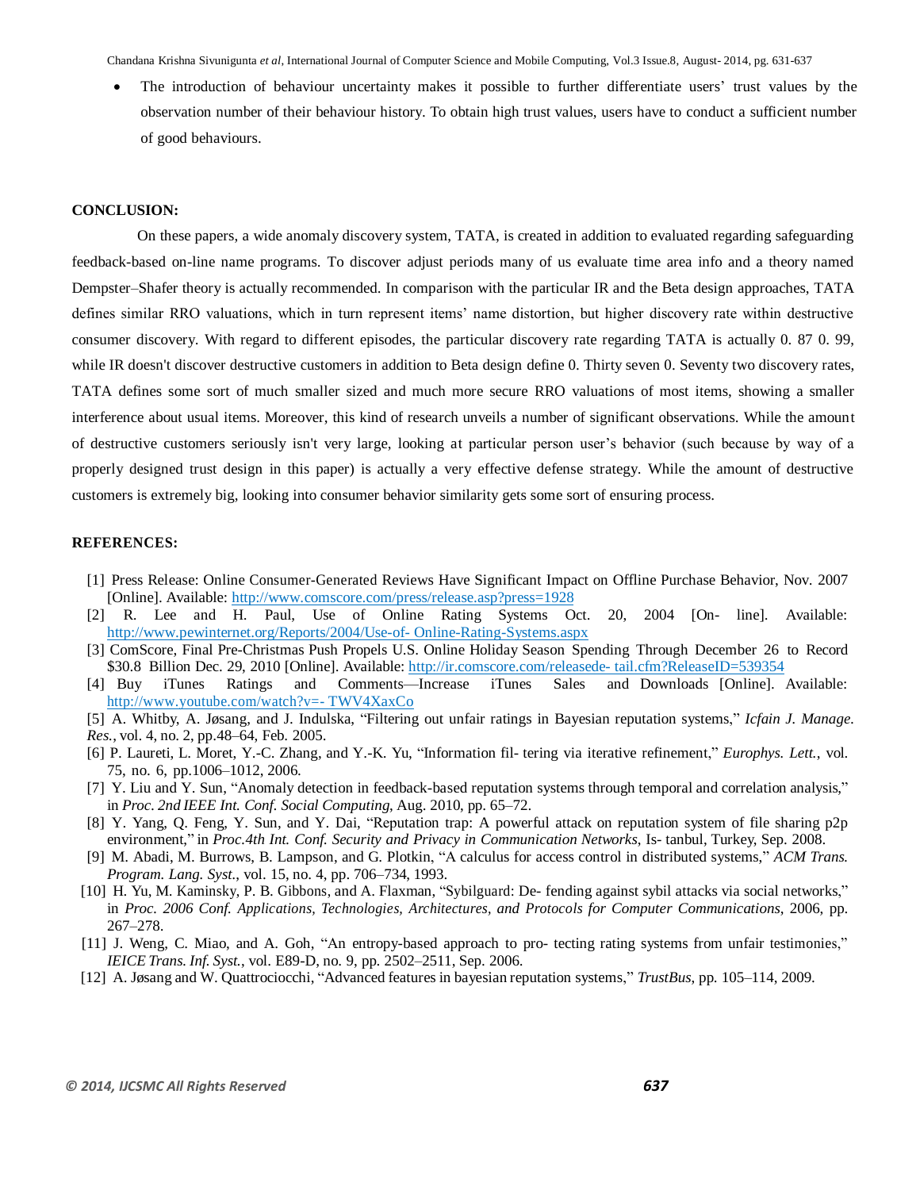- The introduction of behaviour uncertainty makes it possible to further differentiate users' trust values by the observation number of their behaviour history. To obtain high trust values, users have to conduct a sufficient number of good behaviours.

## CONCLUSION:

On these papers, a wide anomaly discovery system, TATA, is created in addition to evaluated regarding safeguarding feedback-based on-line name programs. To discover adjust periods many of us evaluate time area info and a theory named Dempster–Shafer theory is actually recommended. In comparison with the particular IR and the Beta design approaches, TATA defines similar RRO valuations, which in turn represent items' name distortion, but higher discovery rate within destructive consumer discovery. With regard to different episodes, the particular discovery rate regarding TATA is actually 0. 87 0. 99, while IR doesn't discover destructive customers in addition to Beta design define 0. Thirty seven 0. Seventy two discovery rates, TATA defines some sort of much smaller sized and much more secure RRO valuations of most items, showing a smaller interference about usual items. Moreover, this kind of research unveils a number of significant observations. While the amount of destructive customers seriously isn't very large, looking at particular person user's behavior (such because by way of a properly designed trust design in this paper) is actually a very effective defense strategy. While the amount of destructive customers is extremely big, looking into consumer behavior similarity gets some sort of ensuring process.

## REFERENCES:

[1] Press Release: Online Consumer-Generated Reviews Have Significant Impact on Offline Purchase Behavior, Nov. 2007 [Online]. Available: http://www.comscore.com/press/release.asp?press=1928

[2] R. Lee and H. Paul, Use of Online Rating Systems Oct. 20, 2004 [On- line]. Available: http://www.pewinternet.org/Reports/2004/Use-of- Online-Rating-Systems.aspx

[3] ComScore, Final Pre-Christmas Push Propels U.S. Online Holiday Season Spending Through December 26 to Record $30.8 Billion Dec. 29, 2010 [Online]. Available: http://ir.comscore.com/releasede- tail.cfm?ReleaseID=539354

[4] Buy iTunes Ratings and Comments—Increase iTunes Sales and Downloads [Online]. Available: http://www.youtube.com/watch?v=- TWV4XaxCo

[5] A. Whitby, A. Jøsang, and J. Indulska, "Filtering out unfair ratings in Bayesian reputation systems," *Icfain J. Manage. Res.*, vol. 4, no. 2, pp.48–64, Feb. 2005.

[6] P. Laureti, L. Moret, Y.-C. Zhang, and Y.-K. Yu, "Information fil- tering via iterative refinement," *Europhys. Lett.*, vol. 75, no. 6, pp.1006–1012, 2006.

[7] Y. Liu and Y. Sun, "Anomaly detection in feedback-based reputation systems through temporal and correlation analysis," in *Proc. 2nd IEEE Int. Conf. Social Computing*, Aug. 2010, pp. 65–72.

[8] Y. Yang, Q. Feng, Y. Sun, and Y. Dai, "Reputation trap: A powerful attack on reputation system of file sharing p2p environment," in *Proc.4th Int. Conf. Security and Privacy in Communication Networks*, Is- tanbul, Turkey, Sep. 2008.

[9] M. Abadi, M. Burrows, B. Lampson, and G. Plotkin, "A calculus for access control in distributed systems," *ACM Trans. Program. Lang. Syst.*, vol. 15, no. 4, pp. 706–734, 1993.

[10] H. Yu, M. Kaminsky, P. B. Gibbons, and A. Flaxman, "Sybilguard: De- fending against sybil attacks via social networks," in *Proc. 2006 Conf. Applications, Technologies, Architectures, and Protocols for Computer Communications*, 2006, pp. 267–278.

[11] J. Weng, C. Miao, and A. Goh, "An entropy-based approach to pro- tecting rating systems from unfair testimonies," *IEICE Trans. Inf. Syst.*, vol. E89-D, no. 9, pp. 2502–2511, Sep. 2006.

[12] A. Jøsang and W. Quattrociocchi, "Advanced features in bayesian reputation systems," *TrustBus*, pp. 105–114, 2009.